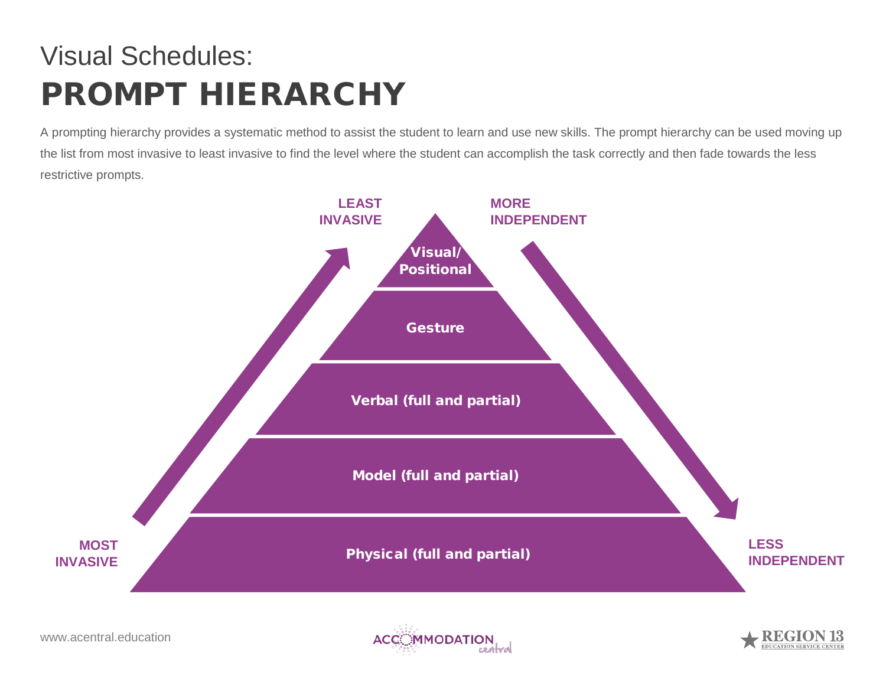# Visual Schedules:
# PROMPT HIERARCHY

A prompting hierarchy provides a systematic method to assist the student to learn and use new skills. The prompt hierarchy can be used moving up the list from most invasive to least invasive to find the level where the student can accomplish the task correctly and then fade towards the less restrictive prompts.

**LEAST INVASIVE** | **MORE INDEPENDENT**

- **Visual/ Positional**
- **Gesture**
- **Verbal (full and partial)**
- **Model (full and partial)**
- **Physical (full and partial)**

**MOST INVASIVE** | **LESS INDEPENDENT**

www.acentral.education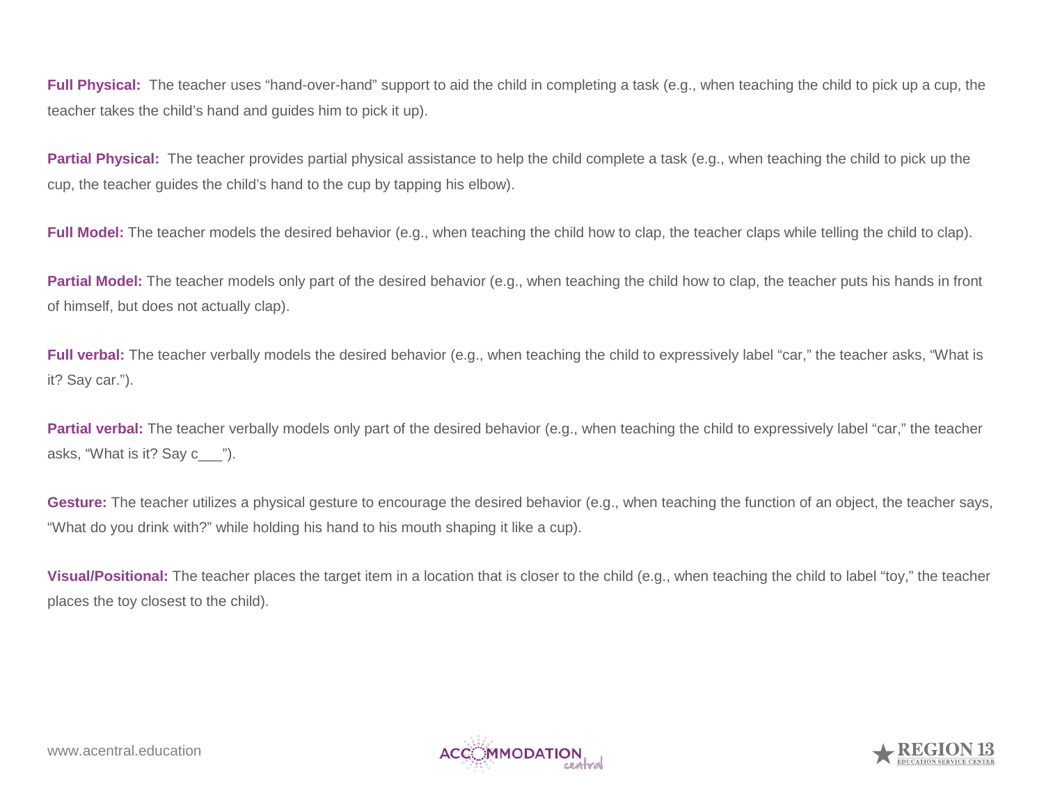**Full Physical:** The teacher uses "hand-over-hand" support to aid the child in completing a task (e.g., when teaching the child to pick up a cup, the teacher takes the child's hand and guides him to pick it up).

**Partial Physical:** The teacher provides partial physical assistance to help the child complete a task (e.g., when teaching the child to pick up the cup, the teacher guides the child's hand to the cup by tapping his elbow).

**Full Model:** The teacher models the desired behavior (e.g., when teaching the child how to clap, the teacher claps while telling the child to clap).

**Partial Model:** The teacher models only part of the desired behavior (e.g., when teaching the child how to clap, the teacher puts his hands in front of himself, but does not actually clap).

**Full verbal:** The teacher verbally models the desired behavior (e.g., when teaching the child to expressively label "car," the teacher asks, "What is it? Say car.").

**Partial verbal:** The teacher verbally models only part of the desired behavior (e.g., when teaching the child to expressively label "car," the teacher asks, "What is it? Say c___").

**Gesture:** The teacher utilizes a physical gesture to encourage the desired behavior (e.g., when teaching the function of an object, the teacher says, "What do you drink with?" while holding his hand to his mouth shaping it like a cup).

**Visual/Positional:** The teacher places the target item in a location that is closer to the child (e.g., when teaching the child to label "toy," the teacher places the toy closest to the child).